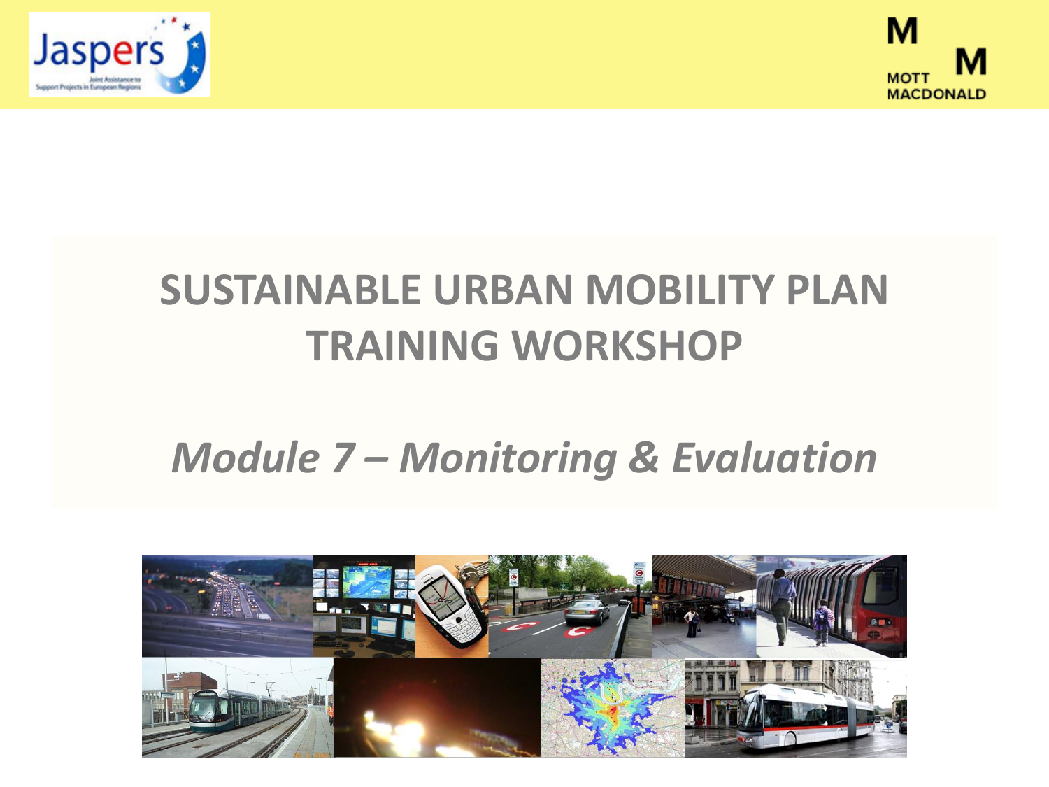# SUSTAINABLE URBAN MOBILITY PLAN TRAINING WORKSHOP

## *Module 7 – Monitoring & Evaluation*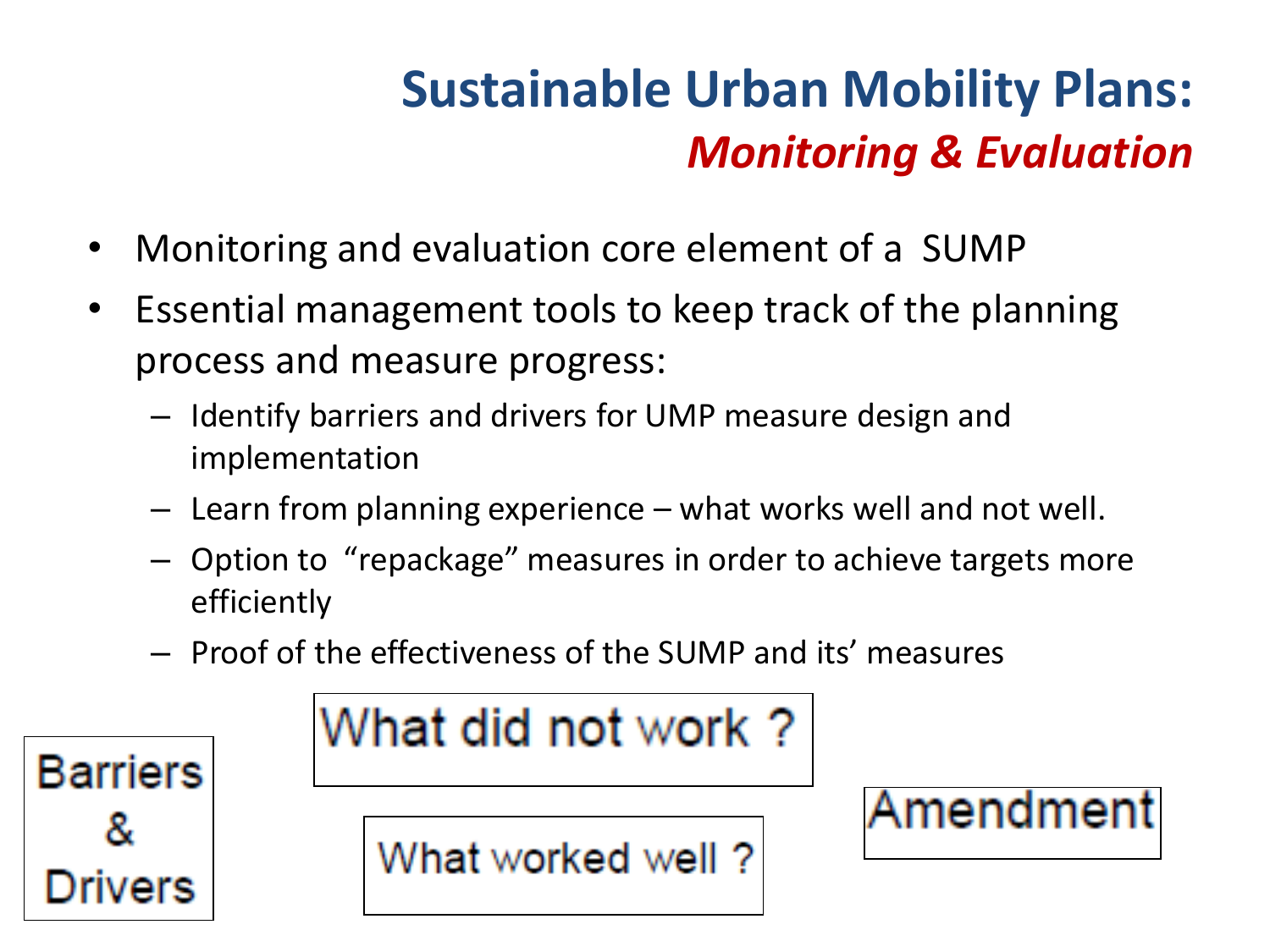# Sustainable Urban Mobility Plans: *Monitoring & Evaluation*

- Monitoring and evaluation core element of a SUMP
- Essential management tools to keep track of the planning process and measure progress:
  - Identify barriers and drivers for UMP measure design and implementation
  - Learn from planning experience – what works well and not well.
  - Option to "repackage" measures in order to achieve targets more efficiently
  - Proof of the effectiveness of the SUMP and its' measures

Barriers & Drivers

What did not work ?

What worked well ?

Amendment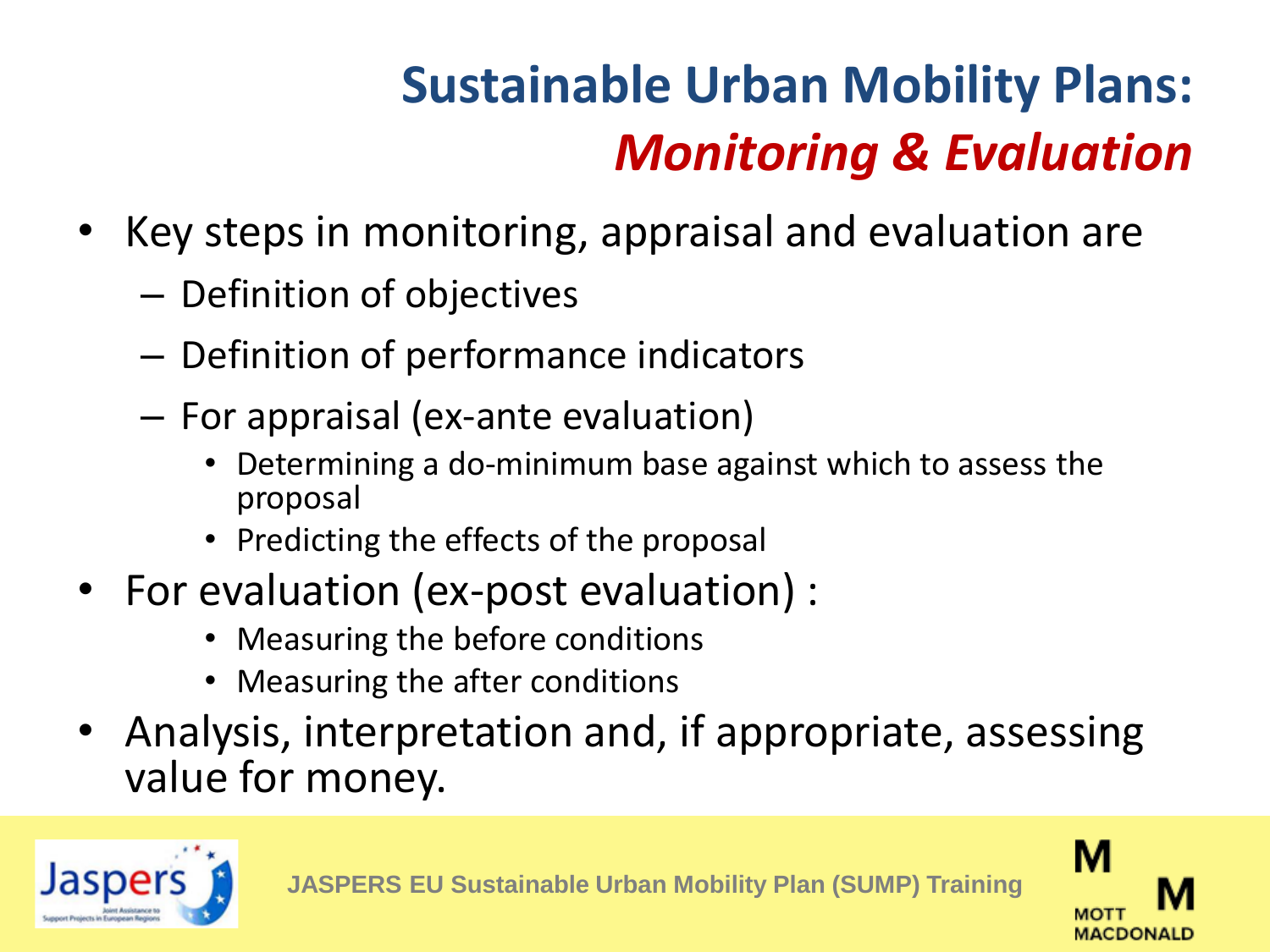# Sustainable Urban Mobility Plans: *Monitoring & Evaluation*

- Key steps in monitoring, appraisal and evaluation are
  - Definition of objectives
  - Definition of performance indicators
  - For appraisal (ex-ante evaluation)
    - Determining a do-minimum base against which to assess the proposal
    - Predicting the effects of the proposal
- For evaluation (ex-post evaluation) :
    - Measuring the before conditions
    - Measuring the after conditions
- Analysis, interpretation and, if appropriate, assessing value for money.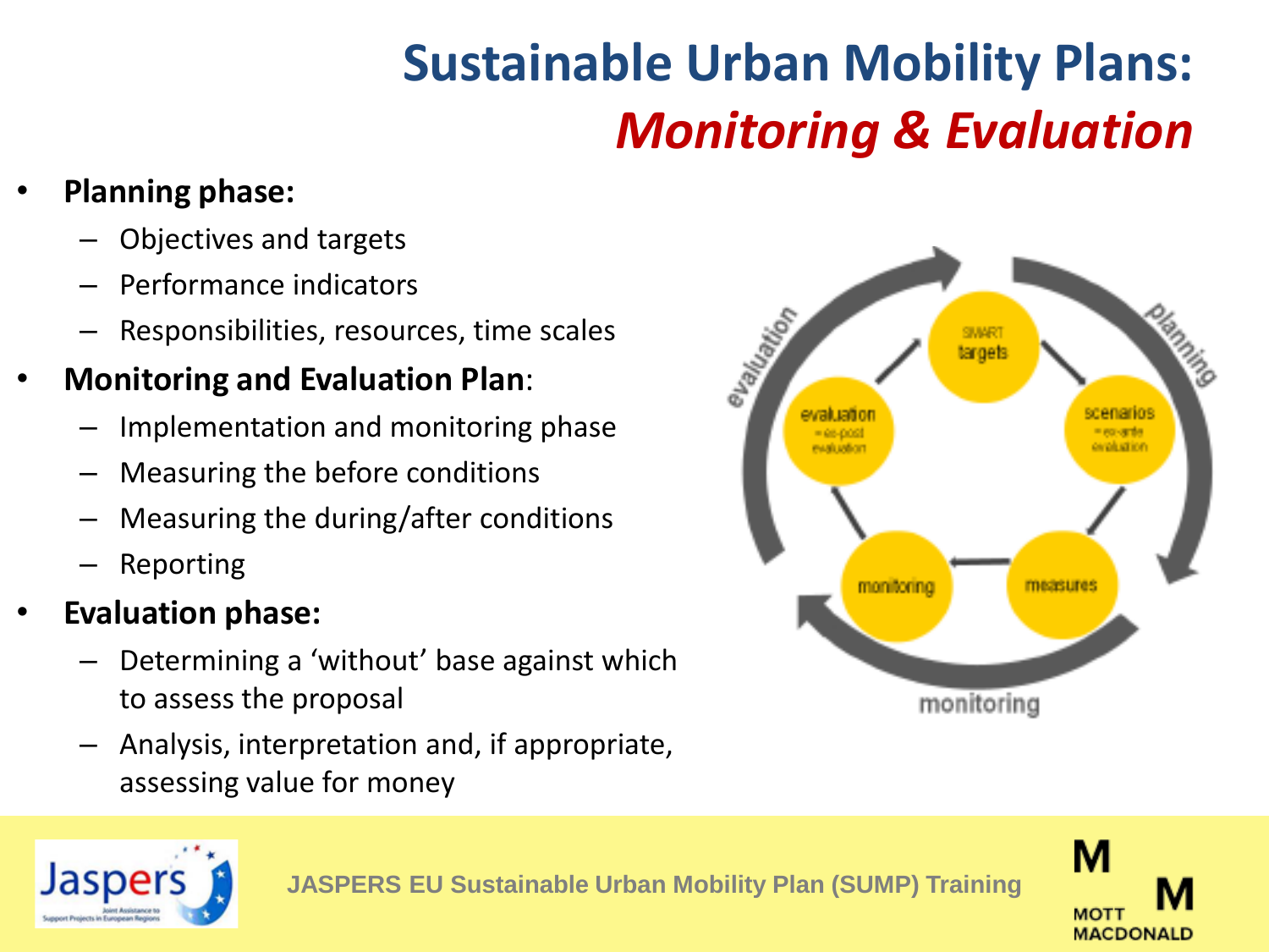# Sustainable Urban Mobility Plans: *Monitoring & Evaluation*

- **Planning phase:**
  - Objectives and targets
  - Performance indicators
  - Responsibilities, resources, time scales
- **Monitoring and Evaluation Plan**:
  - Implementation and monitoring phase
  - Measuring the before conditions
  - Measuring the during/after conditions
  - Reporting
- **Evaluation phase:**
  - Determining a 'without' base against which to assess the proposal
  - Analysis, interpretation and, if appropriate, assessing value for money

evaluation · planning · monitoring

SMART targets → scenarios (= ex-ante evaluation) → measures → monitoring → evaluation (= ex-post evaluation)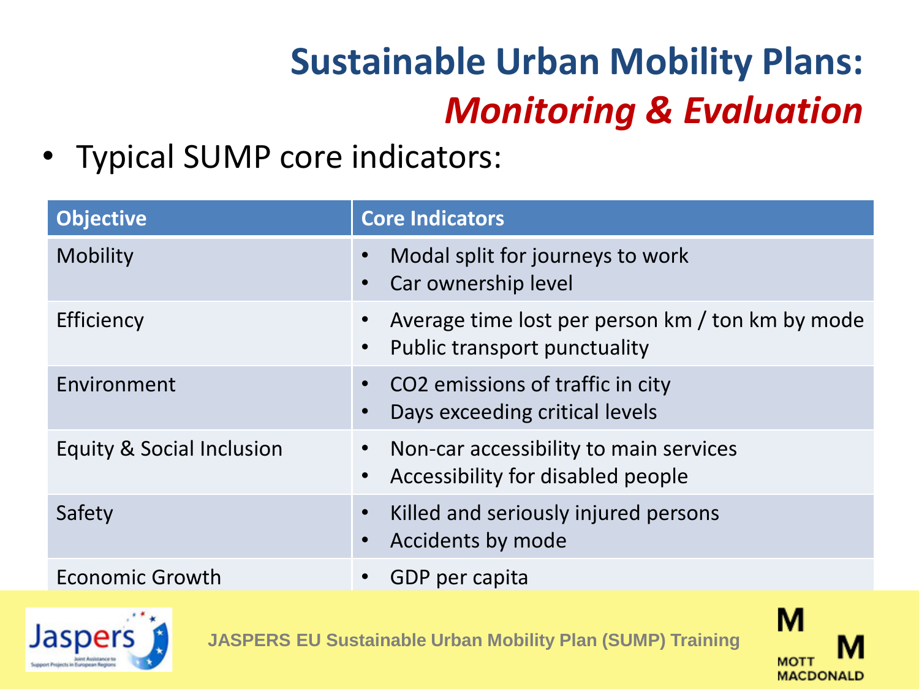# Sustainable Urban Mobility Plans: *Monitoring & Evaluation*

- Typical SUMP core indicators:

| Objective | Core Indicators |
|---|---|
| Mobility | • Modal split for journeys to work<br>• Car ownership level |
| Efficiency | • Average time lost per person km / ton km by mode<br>• Public transport punctuality |
| Environment | • $CO_2$ emissions of traffic in city<br>• Days exceeding critical levels |
| Equity & Social Inclusion | • Non-car accessibility to main services<br>• Accessibility for disabled people |
| Safety | • Killed and seriously injured persons<br>• Accidents by mode |
| Economic Growth | • GDP per capita |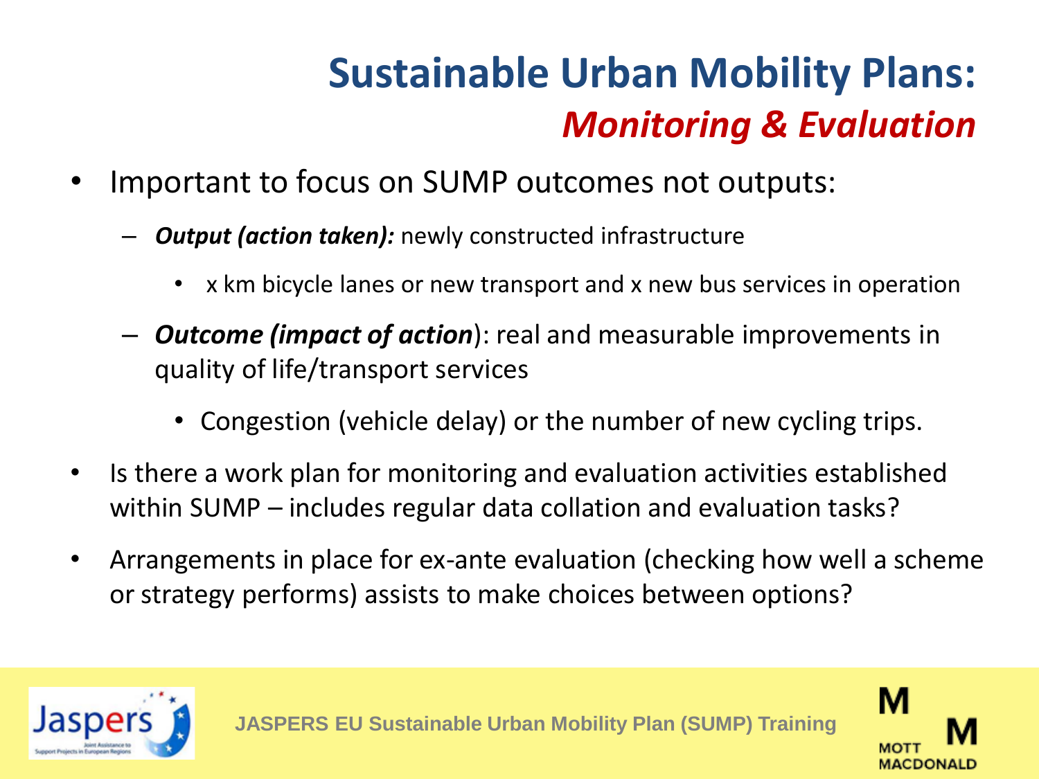# Sustainable Urban Mobility Plans: *Monitoring & Evaluation*

- Important to focus on SUMP outcomes not outputs:
  - ***Output (action taken):*** newly constructed infrastructure
    - x km bicycle lanes or new transport and x new bus services in operation
  - ***Outcome (impact of action***): real and measurable improvements in quality of life/transport services
    - Congestion (vehicle delay) or the number of new cycling trips.
- Is there a work plan for monitoring and evaluation activities established within SUMP – includes regular data collation and evaluation tasks?
- Arrangements in place for ex-ante evaluation (checking how well a scheme or strategy performs) assists to make choices between options?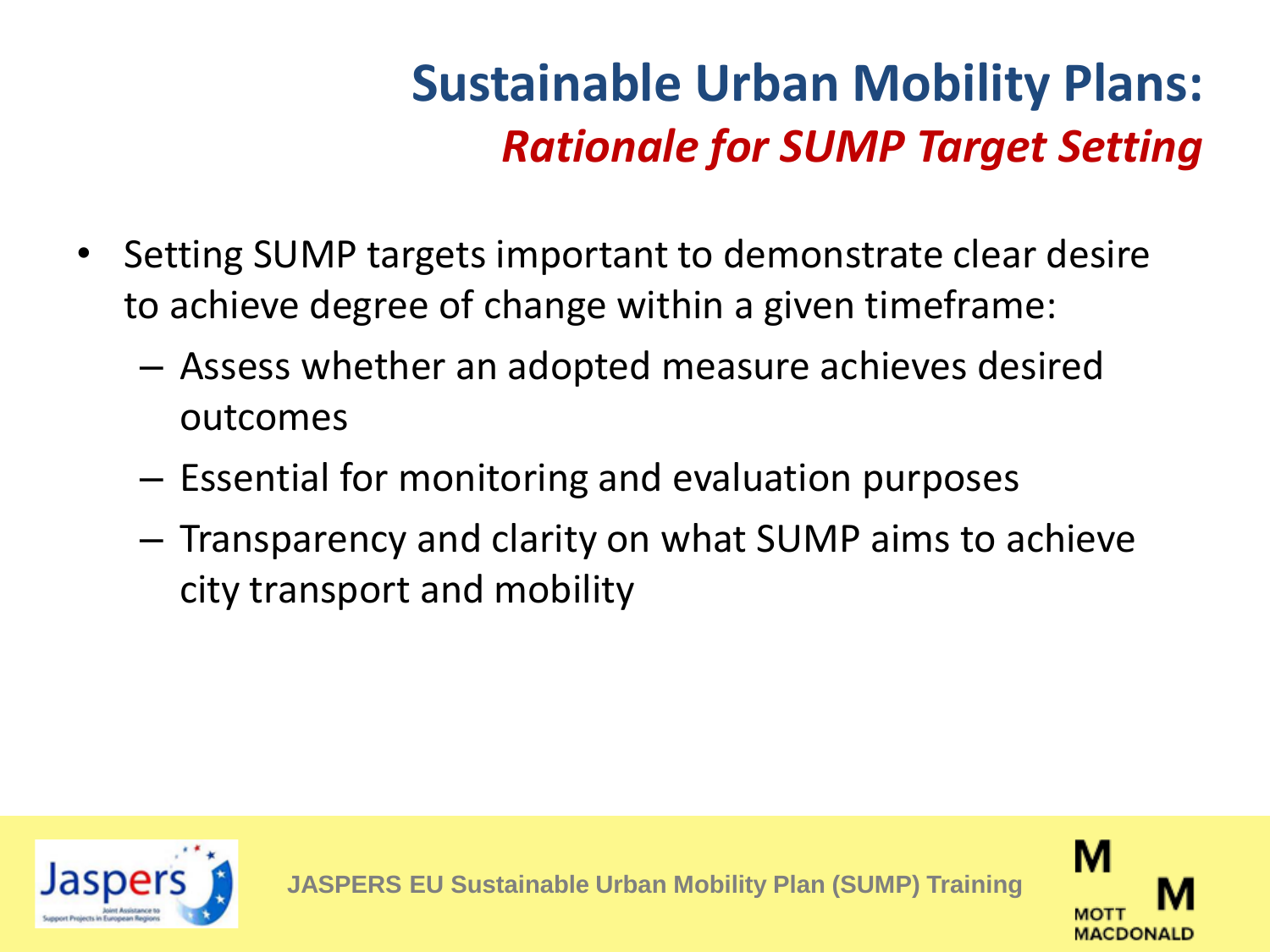# Sustainable Urban Mobility Plans:
## *Rationale for SUMP Target Setting*

- Setting SUMP targets important to demonstrate clear desire to achieve degree of change within a given timeframe:
  - Assess whether an adopted measure achieves desired outcomes
  - Essential for monitoring and evaluation purposes
  - Transparency and clarity on what SUMP aims to achieve city transport and mobility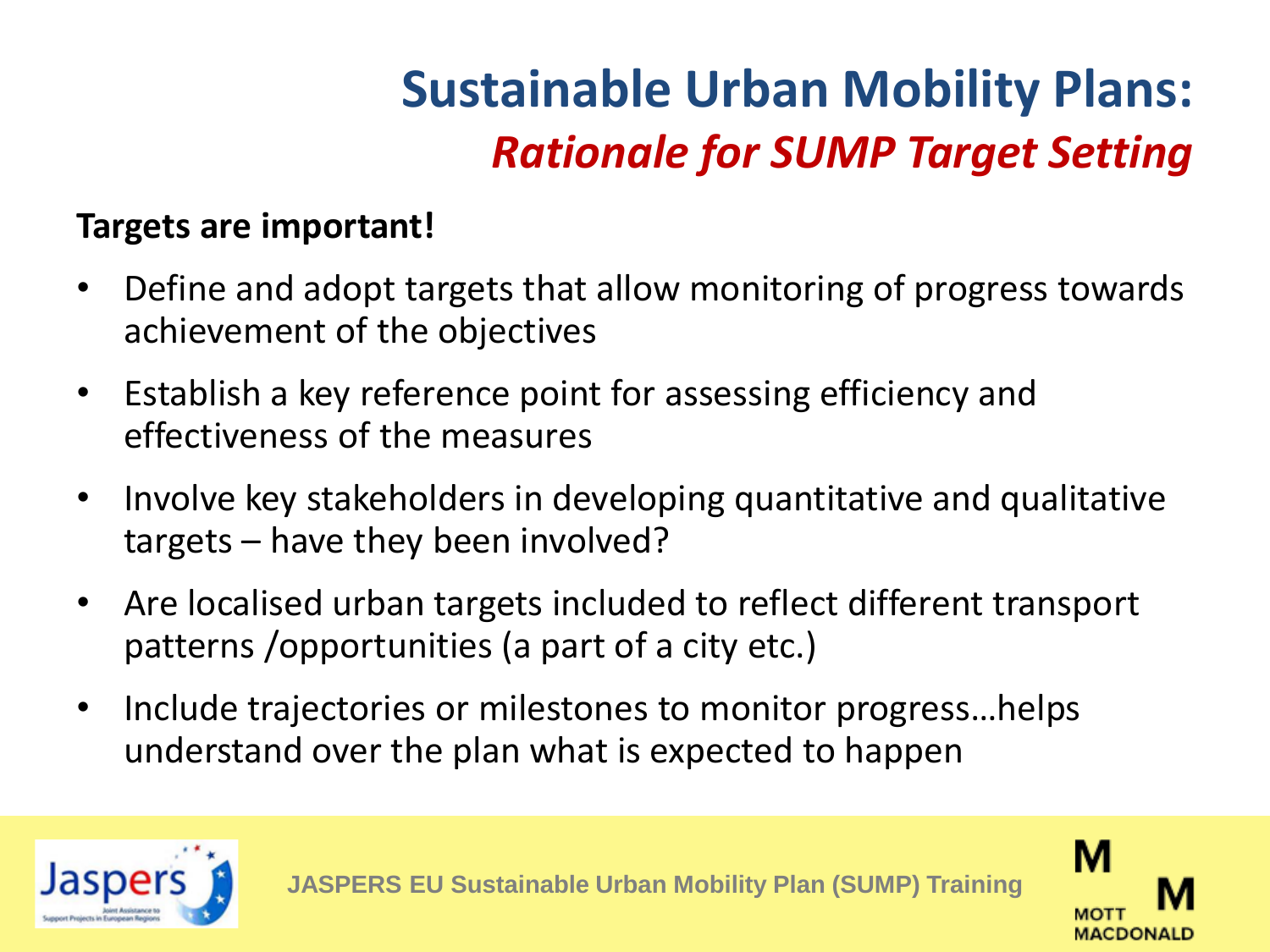# Sustainable Urban Mobility Plans:
## *Rationale for SUMP Target Setting*

**Targets are important!**

- Define and adopt targets that allow monitoring of progress towards achievement of the objectives
- Establish a key reference point for assessing efficiency and effectiveness of the measures
- Involve key stakeholders in developing quantitative and qualitative targets – have they been involved?
- Are localised urban targets included to reflect different transport patterns /opportunities (a part of a city etc.)
- Include trajectories or milestones to monitor progress…helps understand over the plan what is expected to happen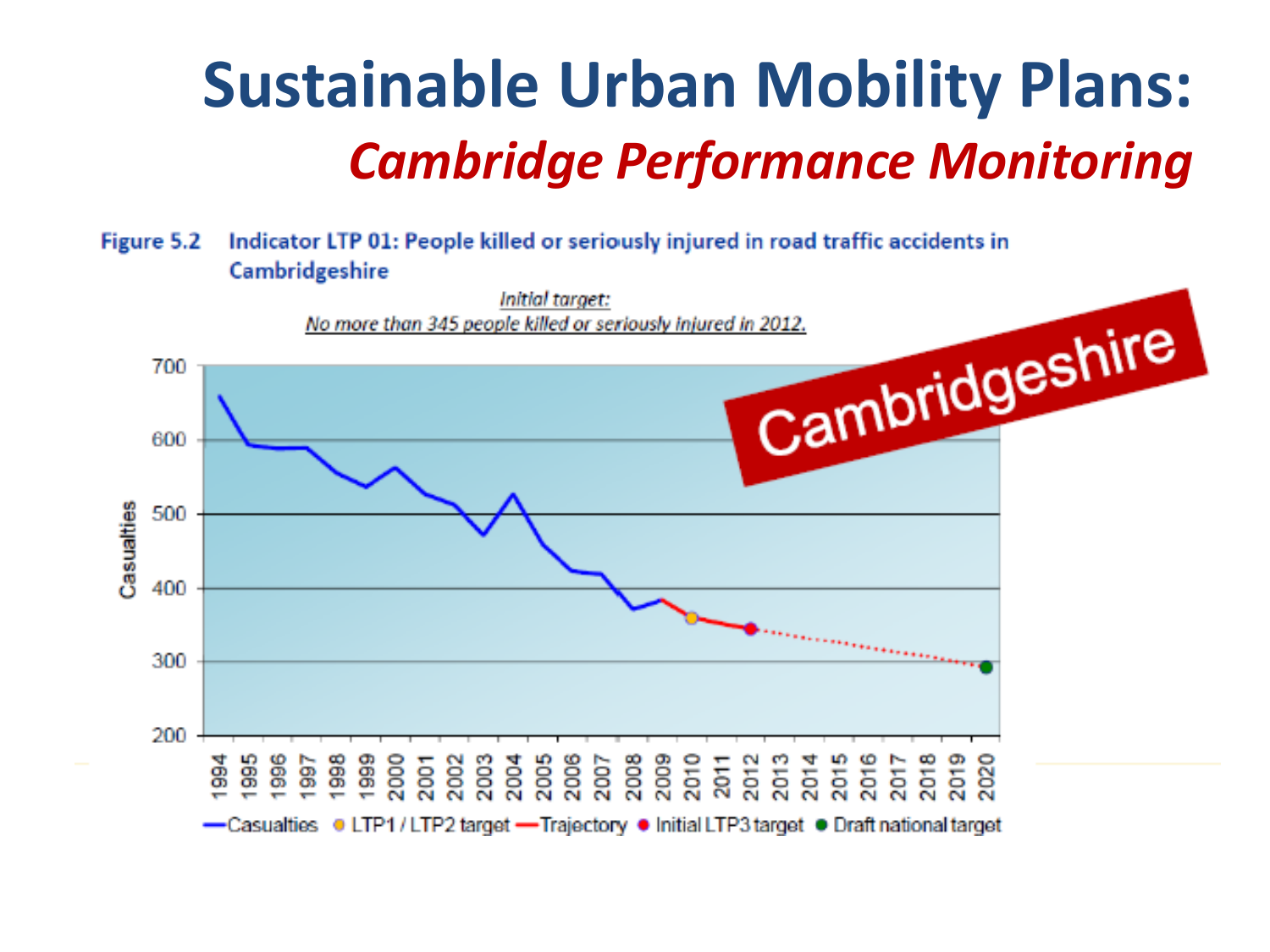# Sustainable Urban Mobility Plans:

## *Cambridge Performance Monitoring*

**Figure 5.2 Indicator LTP 01: People killed or seriously injured in road traffic accidents in Cambridgeshire**

*Initial target:*
*No more than 345 people killed or seriously injured in 2012.*

Cambridgeshire

Casualties

700
600
500
400
300
200

1994 1995 1996 1997 1998 1999 2000 2001 2002 2003 2004 2005 2006 2007 2008 2009 2010 2011 2012 2013 2014 2015 2016 2017 2018 2019 2020

Casualties • LTP1 / LTP2 target — Trajectory • Initial LTP3 target • Draft national target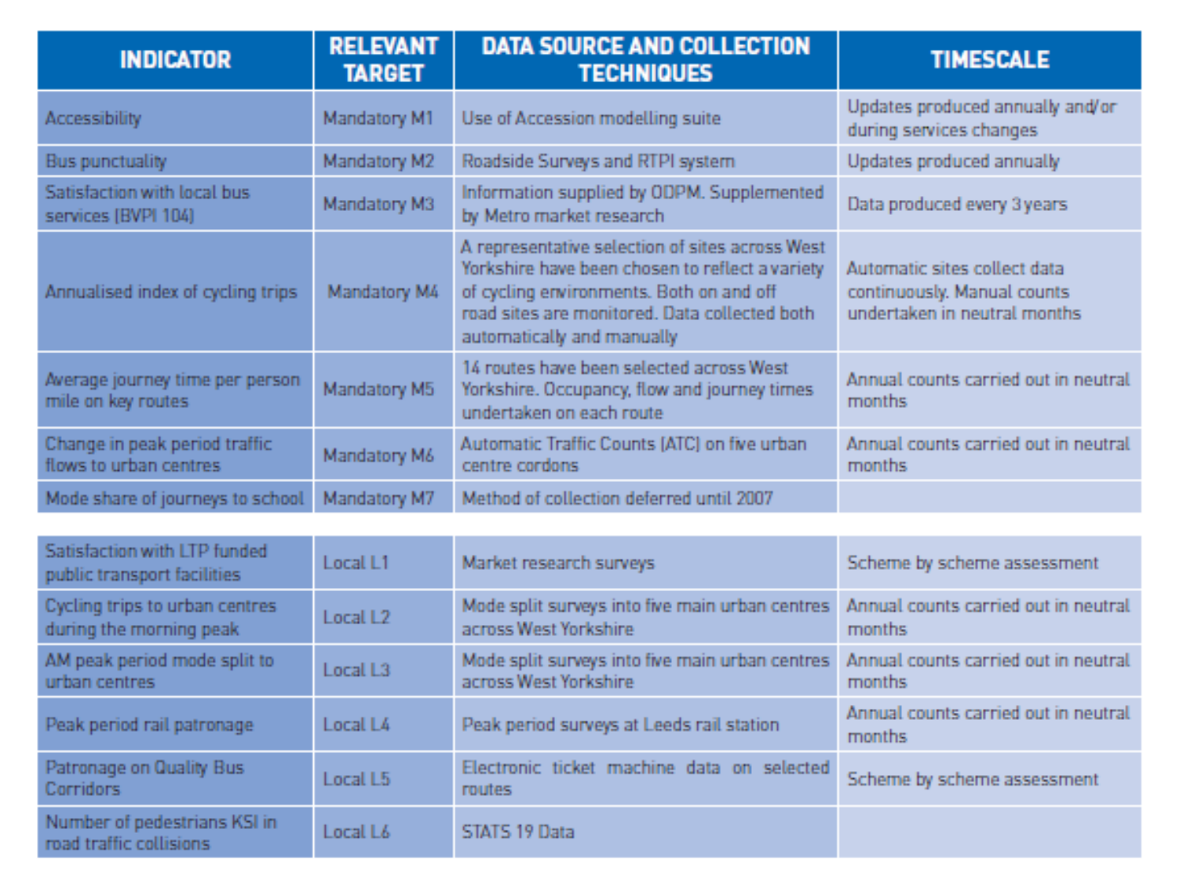| INDICATOR | RELEVANT TARGET | DATA SOURCE AND COLLECTION TECHNIQUES | TIMESCALE |
| --- | --- | --- | --- |
| Accessibility | Mandatory M1 | Use of Accession modelling suite | Updates produced annually and/or during services changes |
| Bus punctuality | Mandatory M2 | Roadside Surveys and RTPI system | Updates produced annually |
| Satisfaction with local bus services (BVPI 104) | Mandatory M3 | Information supplied by ODPM. Supplemented by Metro market research | Data produced every 3 years |
| Annualised index of cycling trips | Mandatory M4 | A representative selection of sites across West Yorkshire have been chosen to reflect a variety of cycling environments. Both on and off road sites are monitored. Data collected both automatically and manually | Automatic sites collect data continuously. Manual counts undertaken in neutral months |
| Average journey time per person mile on key routes | Mandatory M5 | 14 routes have been selected across West Yorkshire. Occupancy, flow and journey times undertaken on each route | Annual counts carried out in neutral months |
| Change in peak period traffic flows to urban centres | Mandatory M6 | Automatic Traffic Counts (ATC) on five urban centre cordons | Annual counts carried out in neutral months |
| Mode share of journeys to school | Mandatory M7 | Method of collection deferred until 2007 | |
| Satisfaction with LTP funded public transport facilities | Local L1 | Market research surveys | Scheme by scheme assessment |
| Cycling trips to urban centres during the morning peak | Local L2 | Mode split surveys into five main urban centres across West Yorkshire | Annual counts carried out in neutral months |
| AM peak period mode split to urban centres | Local L3 | Mode split surveys into five main urban centres across West Yorkshire | Annual counts carried out in neutral months |
| Peak period rail patronage | Local L4 | Peak period surveys at Leeds rail station | Annual counts carried out in neutral months |
| Patronage on Quality Bus Corridors | Local L5 | Electronic ticket machine data on selected routes | Scheme by scheme assessment |
| Number of pedestrians KSI in road traffic collisions | Local L6 | STATS 19 Data | |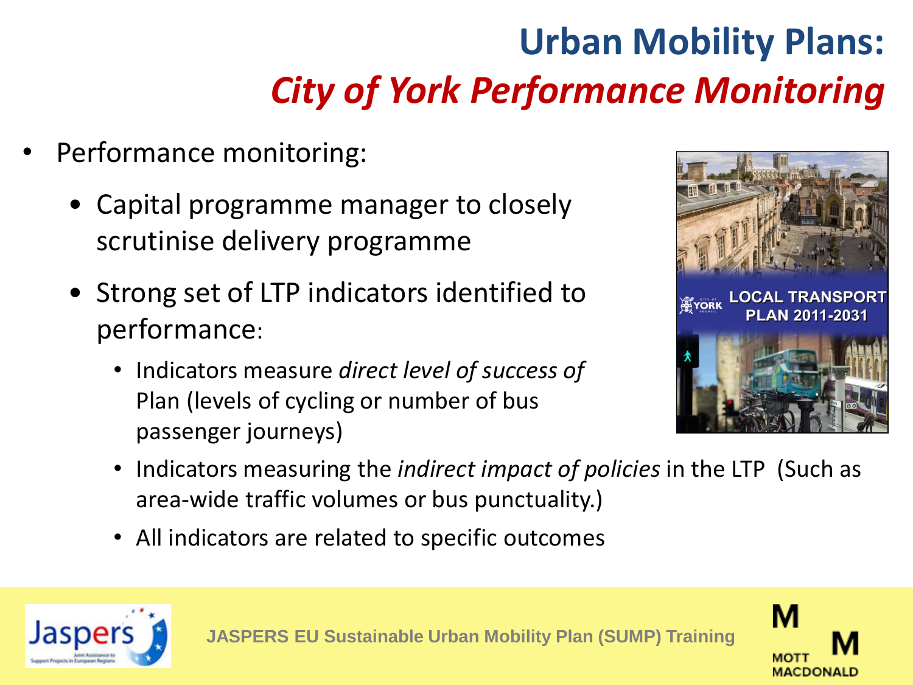# Urban Mobility Plans: *City of York Performance Monitoring*

- Performance monitoring:
  - Capital programme manager to closely scrutinise delivery programme
  - Strong set of LTP indicators identified to performance:
    - Indicators measure *direct level of success of* Plan (levels of cycling or number of bus passenger journeys)
    - Indicators measuring the *indirect impact of policies* in the LTP (Such as area-wide traffic volumes or bus punctuality.)
    - All indicators are related to specific outcomes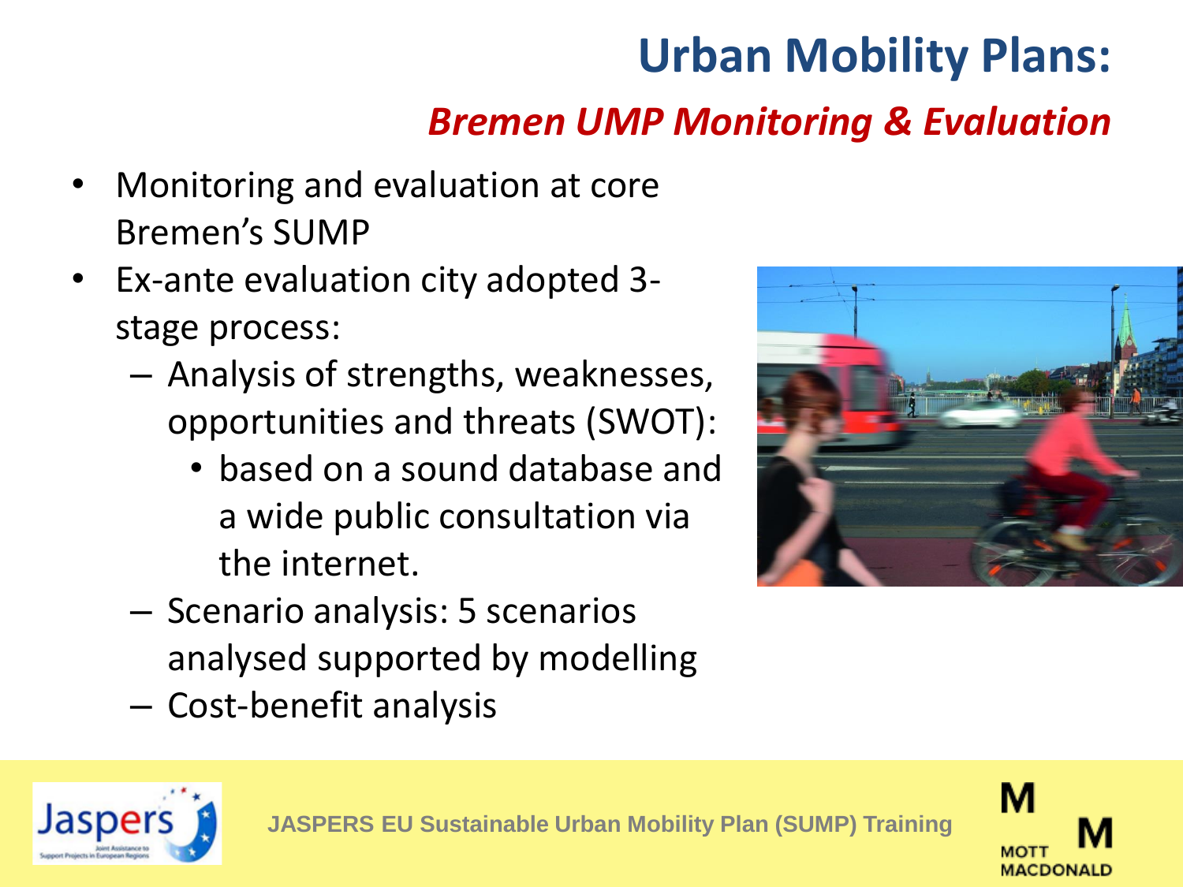# Urban Mobility Plans:

## *Bremen UMP Monitoring & Evaluation*

- Monitoring and evaluation at core Bremen's SUMP
- Ex-ante evaluation city adopted 3-stage process:
  - Analysis of strengths, weaknesses, opportunities and threats (SWOT):
    - based on a sound database and a wide public consultation via the internet.
  - Scenario analysis: 5 scenarios analysed supported by modelling
  - Cost-benefit analysis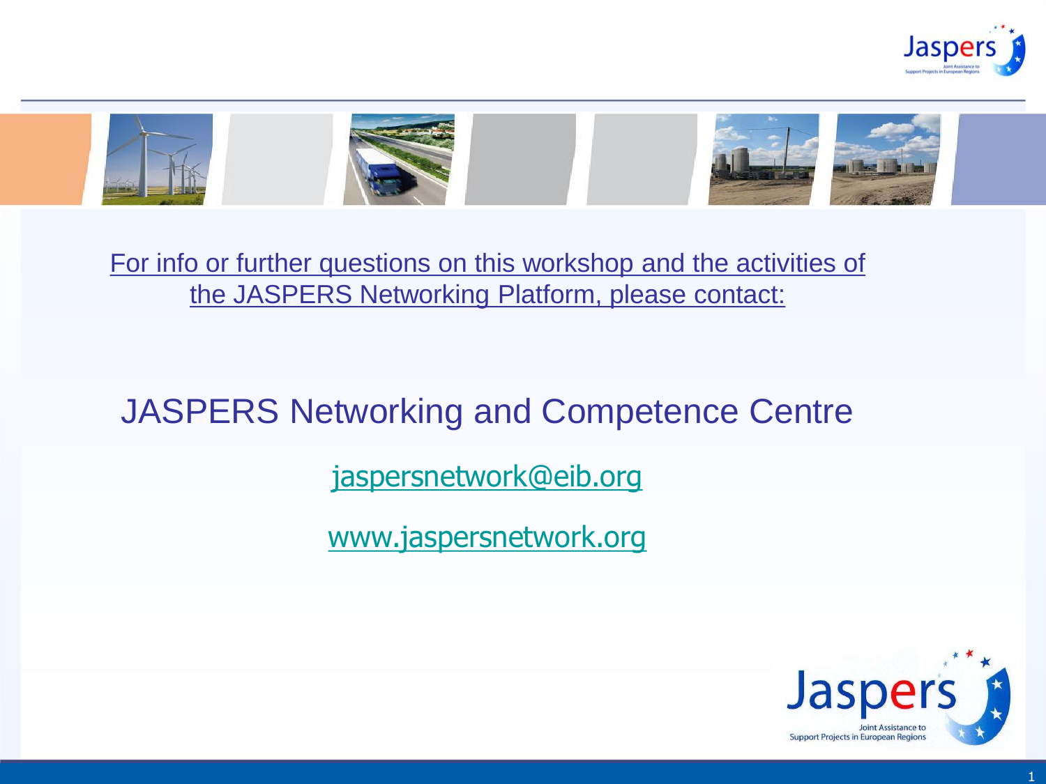For info or further questions on this workshop and the activities of the JASPERS Networking Platform, please contact:

## JASPERS Networking and Competence Centre

jaspersnetwork@eib.org

www.jaspersnetwork.org